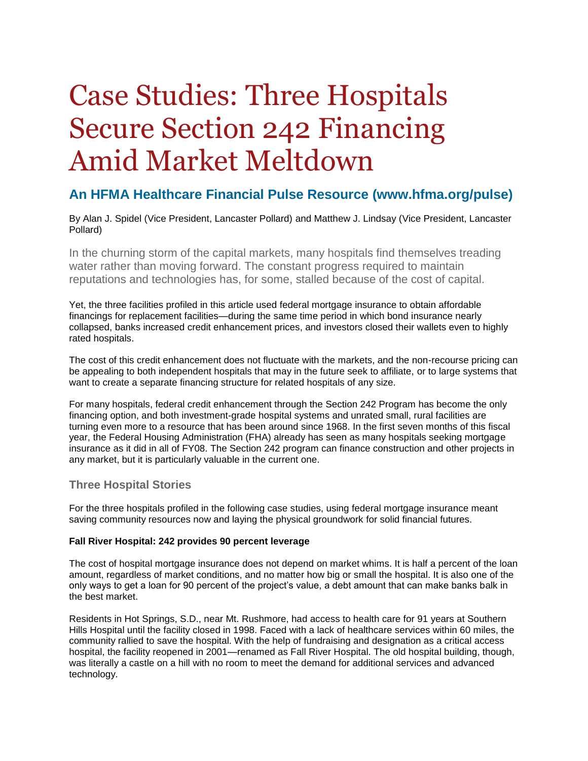# Case Studies: Three Hospitals Secure Section 242 Financing Amid Market Meltdown

## An HFMA Healthcare Financial Pulse Resource (www.hfma.org/pulse)

By Alan J. Spidel (Vice President, Lancaster Pollard) and Matthew J. Lindsay (Vice President, Lancaster Pollard)

In the churning storm of the capital markets, many hospitals find themselves treading water rather than moving forward. The constant progress required to maintain reputations and technologies has, for some, stalled because of the cost of capital.

Yet, the three facilities profiled in this article used federal mortgage insurance to obtain affordable financings for replacement facilities—during the same time period in which bond insurance nearly collapsed, banks increased credit enhancement prices, and investors closed their wallets even to highly rated hospitals.

The cost of this credit enhancement does not fluctuate with the markets, and the non-recourse pricing can be appealing to both independent hospitals that may in the future seek to affiliate, or to large systems that want to create a separate financing structure for related hospitals of any size.

For many hospitals, federal credit enhancement through the Section 242 Program has become the only financing option, and both investment-grade hospital systems and unrated small, rural facilities are turning even more to a resource that has been around since 1968. In the first seven months of this fiscal year, the Federal Housing Administration (FHA) already has seen as many hospitals seeking mortgage insurance as it did in all of FY08. The Section 242 program can finance construction and other projects in any market, but it is particularly valuable in the current one.

### Three Hospital Stories

For the three hospitals profiled in the following case studies, using federal mortgage insurance meant saving community resources now and laying the physical groundwork for solid financial futures.

**Fall River Hospital: 242 provides 90 percent leverage**

The cost of hospital mortgage insurance does not depend on market whims. It is half a percent of the loan amount, regardless of market conditions, and no matter how big or small the hospital. It is also one of the only ways to get a loan for 90 percent of the project's value, a debt amount that can make banks balk in the best market.

Residents in Hot Springs, S.D., near Mt. Rushmore, had access to health care for 91 years at Southern Hills Hospital until the facility closed in 1998. Faced with a lack of healthcare services within 60 miles, the community rallied to save the hospital. With the help of fundraising and designation as a critical access hospital, the facility reopened in 2001—renamed as Fall River Hospital. The old hospital building, though, was literally a castle on a hill with no room to meet the demand for additional services and advanced technology.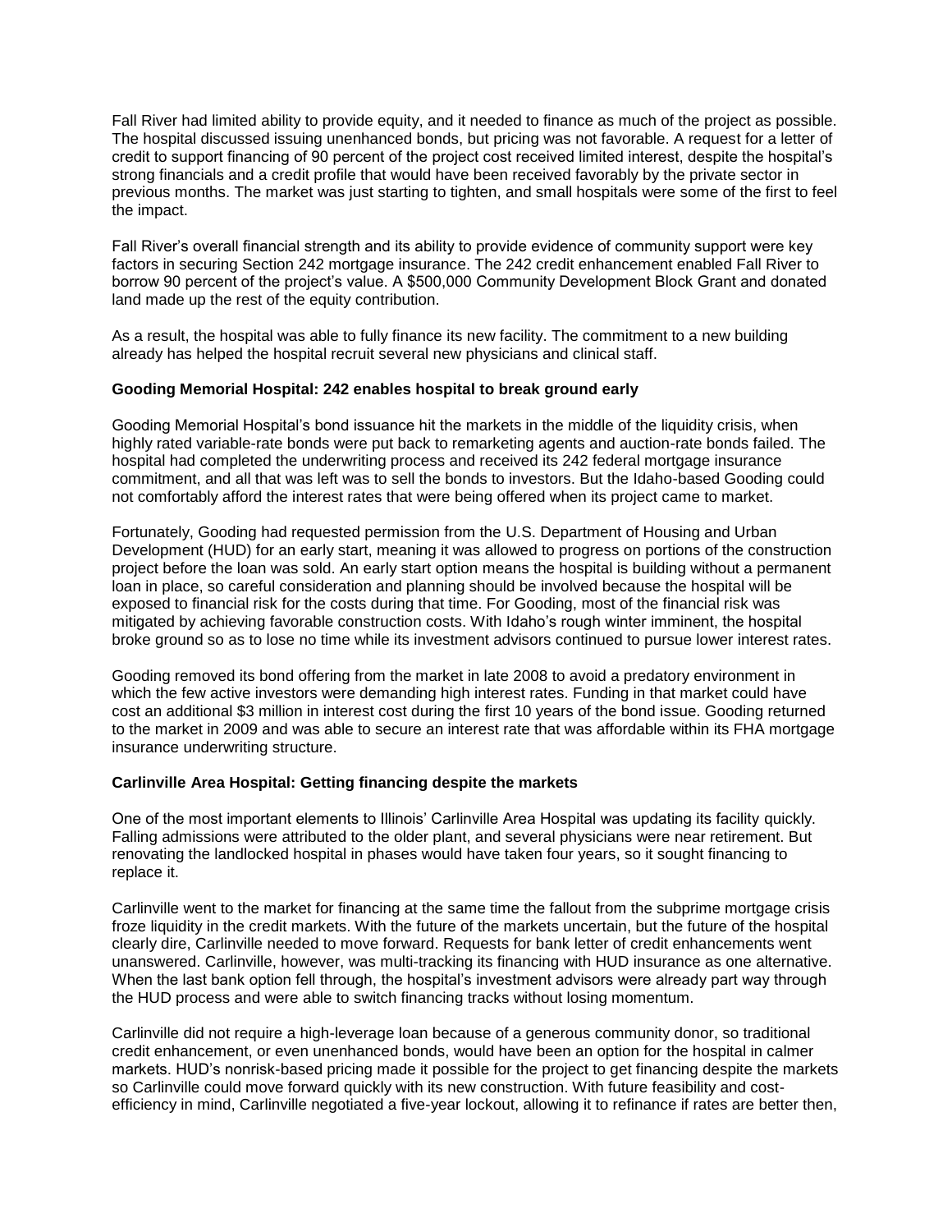Fall River had limited ability to provide equity, and it needed to finance as much of the project as possible. The hospital discussed issuing unenhanced bonds, but pricing was not favorable. A request for a letter of credit to support financing of 90 percent of the project cost received limited interest, despite the hospital's strong financials and a credit profile that would have been received favorably by the private sector in previous months. The market was just starting to tighten, and small hospitals were some of the first to feel the impact.

Fall River's overall financial strength and its ability to provide evidence of community support were key factors in securing Section 242 mortgage insurance. The 242 credit enhancement enabled Fall River to borrow 90 percent of the project's value. A $500,000 Community Development Block Grant and donated land made up the rest of the equity contribution.

As a result, the hospital was able to fully finance its new facility. The commitment to a new building already has helped the hospital recruit several new physicians and clinical staff.

**Gooding Memorial Hospital: 242 enables hospital to break ground early**

Gooding Memorial Hospital's bond issuance hit the markets in the middle of the liquidity crisis, when highly rated variable-rate bonds were put back to remarketing agents and auction-rate bonds failed. The hospital had completed the underwriting process and received its 242 federal mortgage insurance commitment, and all that was left was to sell the bonds to investors. But the Idaho-based Gooding could not comfortably afford the interest rates that were being offered when its project came to market.

Fortunately, Gooding had requested permission from the U.S. Department of Housing and Urban Development (HUD) for an early start, meaning it was allowed to progress on portions of the construction project before the loan was sold. An early start option means the hospital is building without a permanent loan in place, so careful consideration and planning should be involved because the hospital will be exposed to financial risk for the costs during that time. For Gooding, most of the financial risk was mitigated by achieving favorable construction costs. With Idaho's rough winter imminent, the hospital broke ground so as to lose no time while its investment advisors continued to pursue lower interest rates.

Gooding removed its bond offering from the market in late 2008 to avoid a predatory environment in which the few active investors were demanding high interest rates. Funding in that market could have cost an additional $3 million in interest cost during the first 10 years of the bond issue. Gooding returned to the market in 2009 and was able to secure an interest rate that was affordable within its FHA mortgage insurance underwriting structure.

**Carlinville Area Hospital: Getting financing despite the markets**

One of the most important elements to Illinois' Carlinville Area Hospital was updating its facility quickly. Falling admissions were attributed to the older plant, and several physicians were near retirement. But renovating the landlocked hospital in phases would have taken four years, so it sought financing to replace it.

Carlinville went to the market for financing at the same time the fallout from the subprime mortgage crisis froze liquidity in the credit markets. With the future of the markets uncertain, but the future of the hospital clearly dire, Carlinville needed to move forward. Requests for bank letter of credit enhancements went unanswered. Carlinville, however, was multi-tracking its financing with HUD insurance as one alternative. When the last bank option fell through, the hospital's investment advisors were already part way through the HUD process and were able to switch financing tracks without losing momentum.

Carlinville did not require a high-leverage loan because of a generous community donor, so traditional credit enhancement, or even unenhanced bonds, would have been an option for the hospital in calmer markets. HUD's nonrisk-based pricing made it possible for the project to get financing despite the markets so Carlinville could move forward quickly with its new construction. With future feasibility and cost-efficiency in mind, Carlinville negotiated a five-year lockout, allowing it to refinance if rates are better then,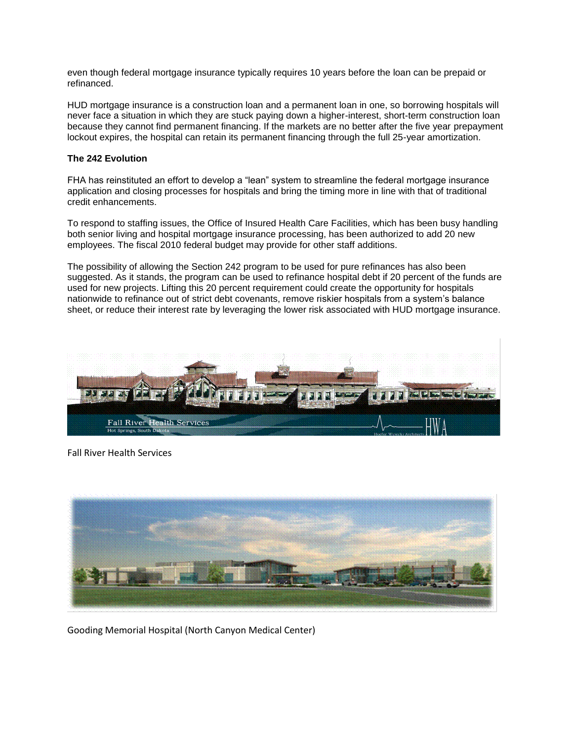even though federal mortgage insurance typically requires 10 years before the loan can be prepaid or refinanced.

HUD mortgage insurance is a construction loan and a permanent loan in one, so borrowing hospitals will never face a situation in which they are stuck paying down a higher-interest, short-term construction loan because they cannot find permanent financing. If the markets are no better after the five year prepayment lockout expires, the hospital can retain its permanent financing through the full 25-year amortization.

**The 242 Evolution**

FHA has reinstituted an effort to develop a "lean" system to streamline the federal mortgage insurance application and closing processes for hospitals and bring the timing more in line with that of traditional credit enhancements.

To respond to staffing issues, the Office of Insured Health Care Facilities, which has been busy handling both senior living and hospital mortgage insurance processing, has been authorized to add 20 new employees. The fiscal 2010 federal budget may provide for other staff additions.

The possibility of allowing the Section 242 program to be used for pure refinances has also been suggested. As it stands, the program can be used to refinance hospital debt if 20 percent of the funds are used for new projects. Lifting this 20 percent requirement could create the opportunity for hospitals nationwide to refinance out of strict debt covenants, remove riskier hospitals from a system's balance sheet, or reduce their interest rate by leveraging the lower risk associated with HUD mortgage insurance.

Fall River Health Services

Gooding Memorial Hospital (North Canyon Medical Center)